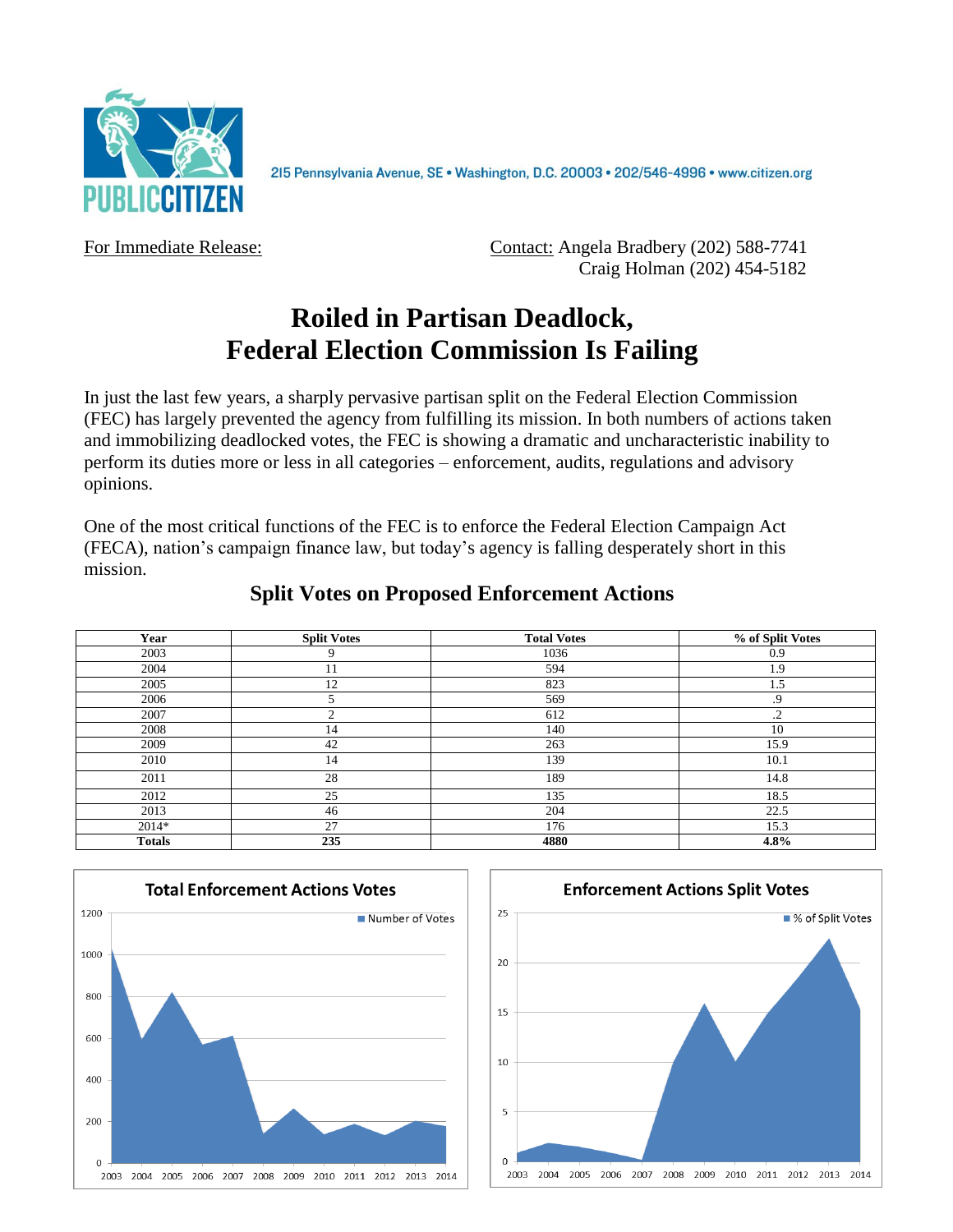PUBLIC CITIZEN

215 Pennsylvania Avenue, SE • Washington, D.C. 20003 • 202/546-4996 • www.citizen.org

For Immediate Release:

Contact: Angela Bradbery (202) 588-7741
Craig Holman (202) 454-5182

# Roiled in Partisan Deadlock, Federal Election Commission Is Failing

In just the last few years, a sharply pervasive partisan split on the Federal Election Commission (FEC) has largely prevented the agency from fulfilling its mission. In both numbers of actions taken and immobilizing deadlocked votes, the FEC is showing a dramatic and uncharacteristic inability to perform its duties more or less in all categories – enforcement, audits, regulations and advisory opinions.

One of the most critical functions of the FEC is to enforce the Federal Election Campaign Act (FECA), nation's campaign finance law, but today's agency is falling desperately short in this mission.

## Split Votes on Proposed Enforcement Actions

| Year | Split Votes | Total Votes | % of Split Votes |
|---|---|---|---|
| 2003 | 9 | 1036 | 0.9 |
| 2004 | 11 | 594 | 1.9 |
| 2005 | 12 | 823 | 1.5 |
| 2006 | 5 | 569 | .9 |
| 2007 | 2 | 612 | .2 |
| 2008 | 14 | 140 | 10 |
| 2009 | 42 | 263 | 15.9 |
| 2010 | 14 | 139 | 10.1 |
| 2011 | 28 | 189 | 14.8 |
| 2012 | 25 | 135 | 18.5 |
| 2013 | 46 | 204 | 22.5 |
| 2014* | 27 | 176 | 15.3 |
| **Totals** | **235** | **4880** | **4.8%** |

**Total Enforcement Actions Votes**

**Enforcement Actions Split Votes**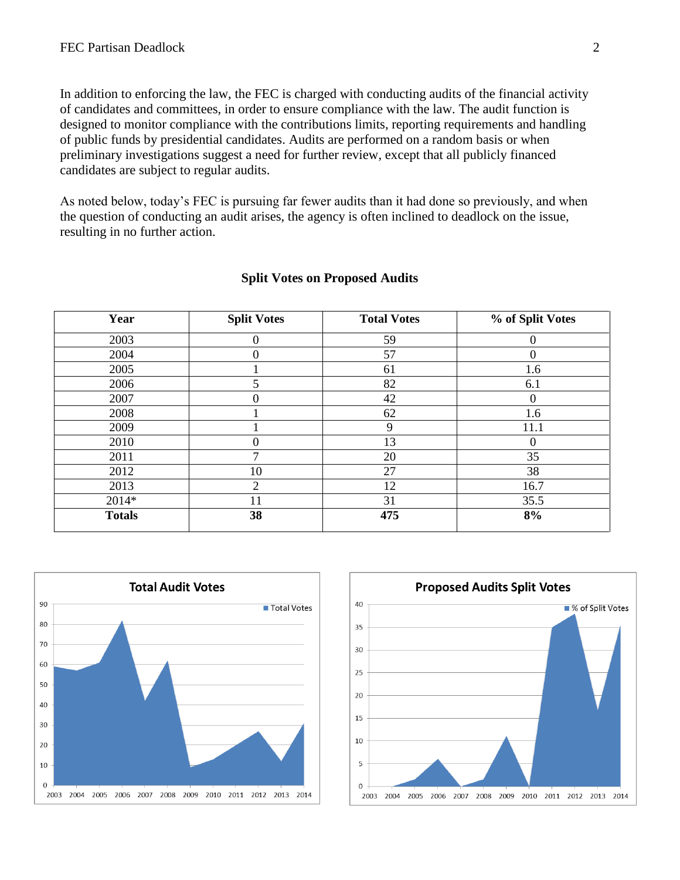In addition to enforcing the law, the FEC is charged with conducting audits of the financial activity of candidates and committees, in order to ensure compliance with the law. The audit function is designed to monitor compliance with the contributions limits, reporting requirements and handling of public funds by presidential candidates. Audits are performed on a random basis or when preliminary investigations suggest a need for further review, except that all publicly financed candidates are subject to regular audits.

As noted below, today's FEC is pursuing far fewer audits than it had done so previously, and when the question of conducting an audit arises, the agency is often inclined to deadlock on the issue, resulting in no further action.

**Split Votes on Proposed Audits**

| Year | Split Votes | Total Votes | % of Split Votes |
|---|---|---|---|
| 2003 | 0 | 59 | 0 |
| 2004 | 0 | 57 | 0 |
| 2005 | 1 | 61 | 1.6 |
| 2006 | 5 | 82 | 6.1 |
| 2007 | 0 | 42 | 0 |
| 2008 | 1 | 62 | 1.6 |
| 2009 | 1 | 9 | 11.1 |
| 2010 | 0 | 13 | 0 |
| 2011 | 7 | 20 | 35 |
| 2012 | 10 | 27 | 38 |
| 2013 | 2 | 12 | 16.7 |
| 2014* | 11 | 31 | 35.5 |
| **Totals** | **38** | **475** | **8%** |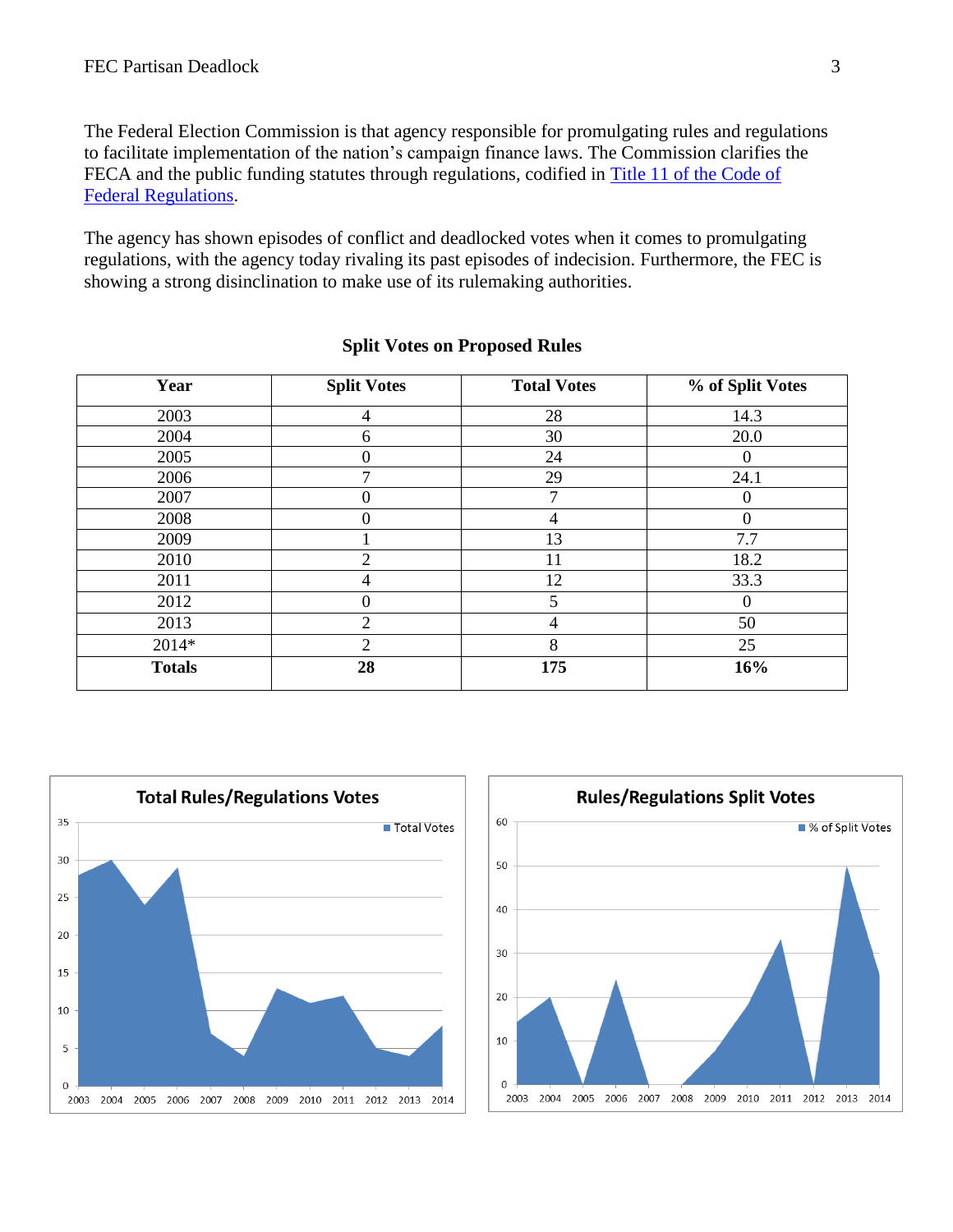The Federal Election Commission is that agency responsible for promulgating rules and regulations to facilitate implementation of the nation's campaign finance laws. The Commission clarifies the FECA and the public funding statutes through regulations, codified in [Title 11 of the Code of Federal Regulations](#).

The agency has shown episodes of conflict and deadlocked votes when it comes to promulgating regulations, with the agency today rivaling its past episodes of indecision. Furthermore, the FEC is showing a strong disinclination to make use of its rulemaking authorities.

**Split Votes on Proposed Rules**

| Year | Split Votes | Total Votes | % of Split Votes |
|---|---|---|---|
| 2003 | 4 | 28 | 14.3 |
| 2004 | 6 | 30 | 20.0 |
| 2005 | 0 | 24 | 0 |
| 2006 | 7 | 29 | 24.1 |
| 2007 | 0 | 7 | 0 |
| 2008 | 0 | 4 | 0 |
| 2009 | 1 | 13 | 7.7 |
| 2010 | 2 | 11 | 18.2 |
| 2011 | 4 | 12 | 33.3 |
| 2012 | 0 | 5 | 0 |
| 2013 | 2 | 4 | 50 |
| 2014* | 2 | 8 | 25 |
| **Totals** | **28** | **175** | **16%** |

**Total Rules/Regulations Votes**

**Rules/Regulations Split Votes**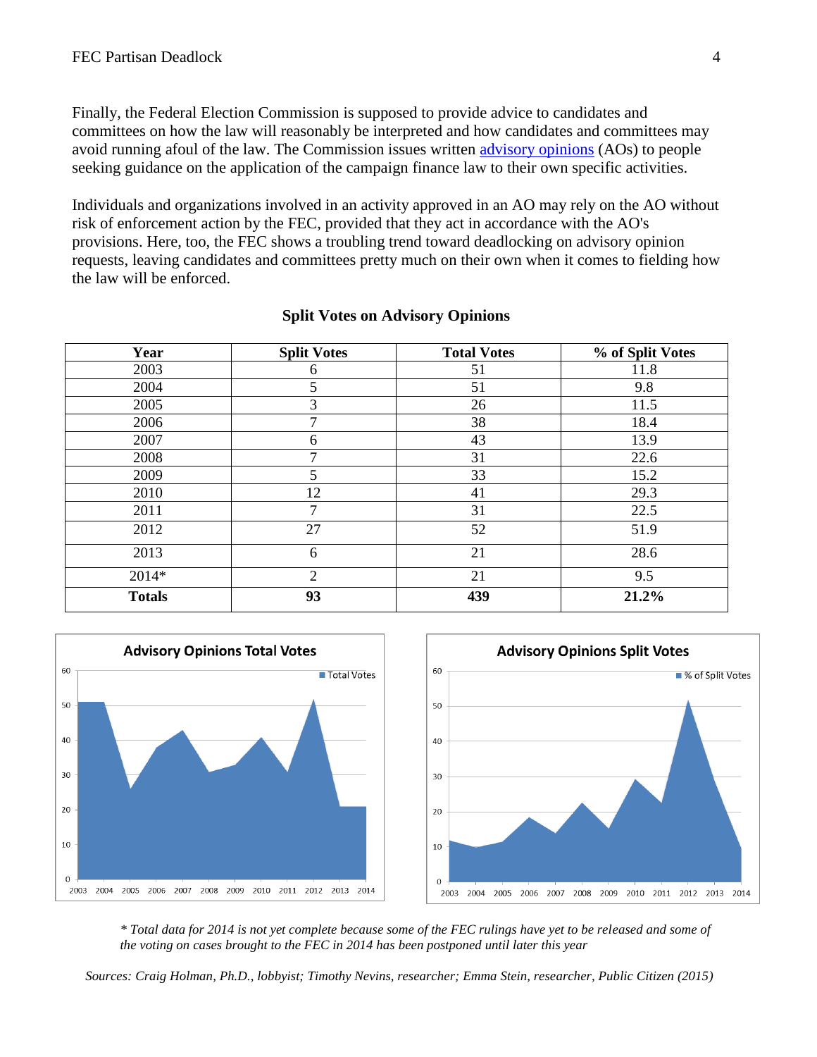Finally, the Federal Election Commission is supposed to provide advice to candidates and committees on how the law will reasonably be interpreted and how candidates and committees may avoid running afoul of the law. The Commission issues written advisory opinions (AOs) to people seeking guidance on the application of the campaign finance law to their own specific activities.

Individuals and organizations involved in an activity approved in an AO may rely on the AO without risk of enforcement action by the FEC, provided that they act in accordance with the AO's provisions. Here, too, the FEC shows a troubling trend toward deadlocking on advisory opinion requests, leaving candidates and committees pretty much on their own when it comes to fielding how the law will be enforced.

**Split Votes on Advisory Opinions**

| Year | Split Votes | Total Votes | % of Split Votes |
|---|---|---|---|
| 2003 | 6 | 51 | 11.8 |
| 2004 | 5 | 51 | 9.8 |
| 2005 | 3 | 26 | 11.5 |
| 2006 | 7 | 38 | 18.4 |
| 2007 | 6 | 43 | 13.9 |
| 2008 | 7 | 31 | 22.6 |
| 2009 | 5 | 33 | 15.2 |
| 2010 | 12 | 41 | 29.3 |
| 2011 | 7 | 31 | 22.5 |
| 2012 | 27 | 52 | 51.9 |
| 2013 | 6 | 21 | 28.6 |
| 2014* | 2 | 21 | 9.5 |
| **Totals** | **93** | **439** | **21.2%** |

**Advisory Opinions Total Votes**

Total Votes

0
10
20
30
40
50
60

2003 2004 2005 2006 2007 2008 2009 2010 2011 2012 2013 2014

**Advisory Opinions Split Votes**

% of Split Votes

0
10
20
30
40
50
60

2003 2004 2005 2006 2007 2008 2009 2010 2011 2012 2013 2014

*\* Total data for 2014 is not yet complete because some of the FEC rulings have yet to be released and some of the voting on cases brought to the FEC in 2014 has been postponed until later this year*

*Sources: Craig Holman, Ph.D., lobbyist; Timothy Nevins, researcher; Emma Stein, researcher, Public Citizen (2015)*